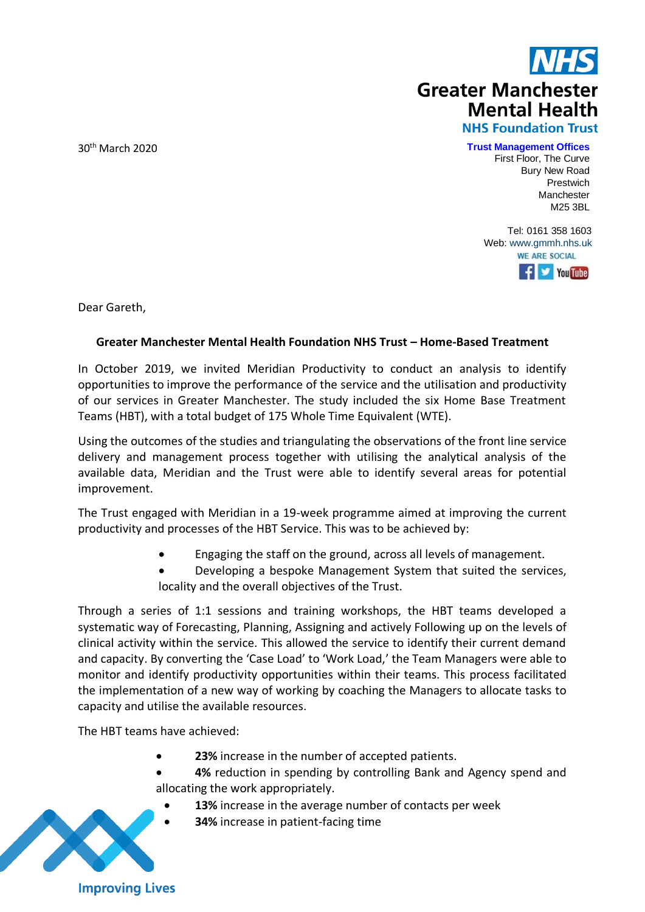**NHS**
**Greater Manchester Mental Health**
**NHS Foundation Trust**

30th March 2020

**Trust Management Offices**
First Floor, The Curve
Bury New Road
Prestwich
Manchester
M25 3BL

Tel: 0161 358 1603
Web: www.gmmh.nhs.uk
WE ARE SOCIAL

Dear Gareth,

**Greater Manchester Mental Health Foundation NHS Trust – Home-Based Treatment**

In October 2019, we invited Meridian Productivity to conduct an analysis to identify opportunities to improve the performance of the service and the utilisation and productivity of our services in Greater Manchester. The study included the six Home Base Treatment Teams (HBT), with a total budget of 175 Whole Time Equivalent (WTE).

Using the outcomes of the studies and triangulating the observations of the front line service delivery and management process together with utilising the analytical analysis of the available data, Meridian and the Trust were able to identify several areas for potential improvement.

The Trust engaged with Meridian in a 19-week programme aimed at improving the current productivity and processes of the HBT Service. This was to be achieved by:

- Engaging the staff on the ground, across all levels of management.
- Developing a bespoke Management System that suited the services, locality and the overall objectives of the Trust.

Through a series of 1:1 sessions and training workshops, the HBT teams developed a systematic way of Forecasting, Planning, Assigning and actively Following up on the levels of clinical activity within the service. This allowed the service to identify their current demand and capacity. By converting the 'Case Load' to 'Work Load,' the Team Managers were able to monitor and identify productivity opportunities within their teams. This process facilitated the implementation of a new way of working by coaching the Managers to allocate tasks to capacity and utilise the available resources.

The HBT teams have achieved:

- **23%** increase in the number of accepted patients.
- **4%** reduction in spending by controlling Bank and Agency spend and allocating the work appropriately.
- **13%** increase in the average number of contacts per week
- **34%** increase in patient-facing time

Improving Lives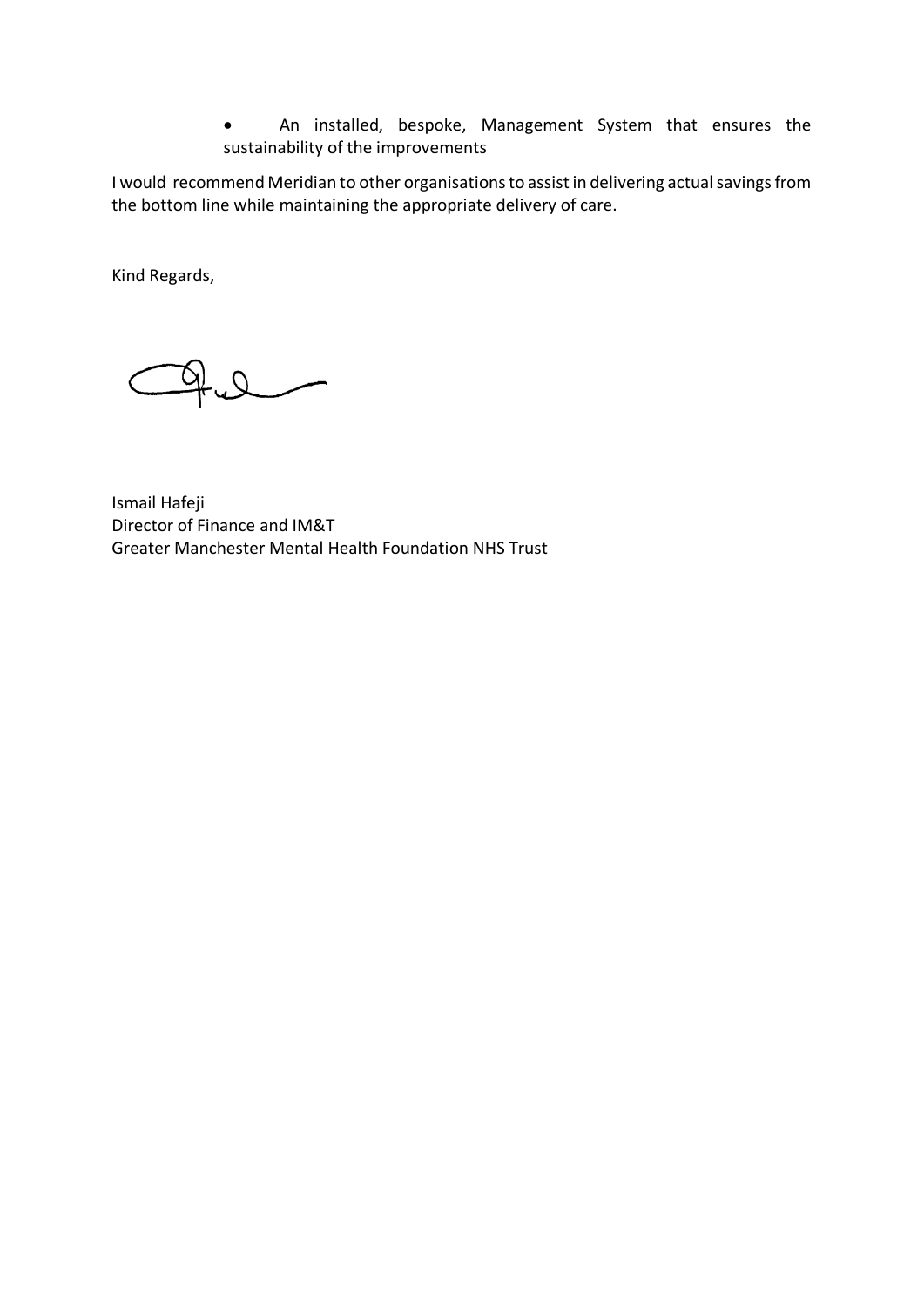- An installed, bespoke, Management System that ensures the sustainability of the improvements

I would recommend Meridian to other organisations to assist in delivering actual savings from the bottom line while maintaining the appropriate delivery of care.

Kind Regards,

Ismail Hafeji
Director of Finance and IM&T
Greater Manchester Mental Health Foundation NHS Trust